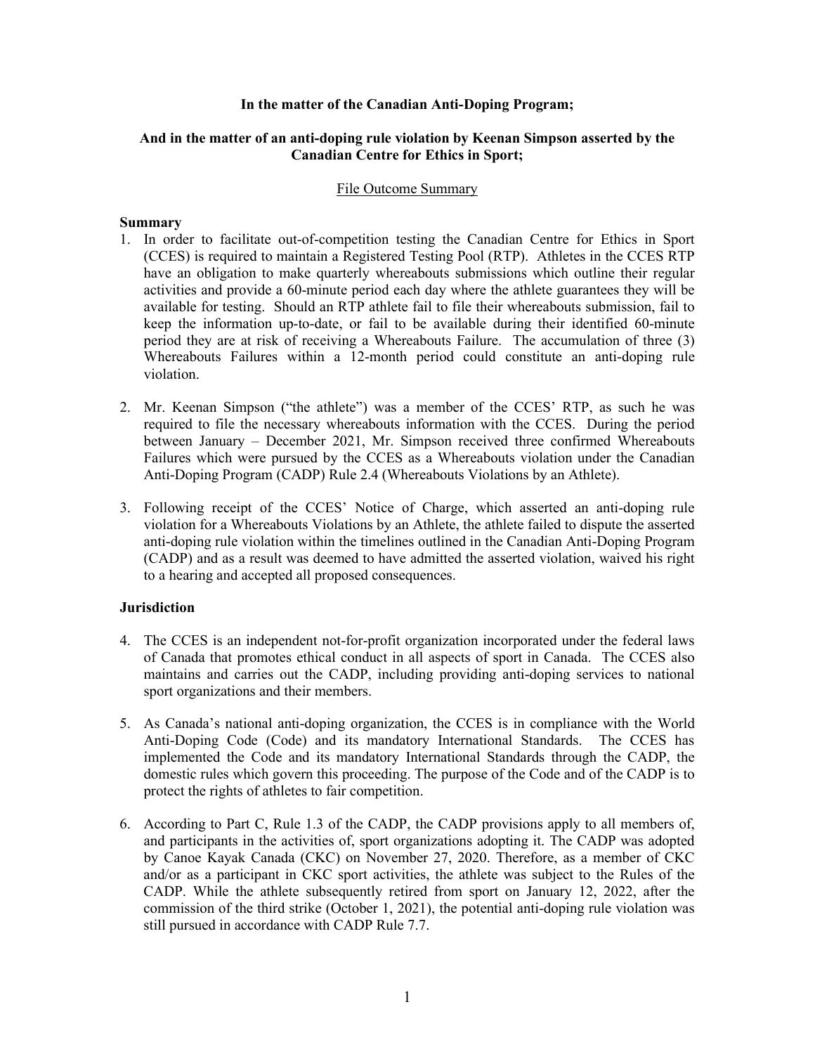**In the matter of the Canadian Anti-Doping Program;**

**And in the matter of an anti-doping rule violation by Keenan Simpson asserted by the Canadian Centre for Ethics in Sport;**

File Outcome Summary

**Summary**

1. In order to facilitate out-of-competition testing the Canadian Centre for Ethics in Sport (CCES) is required to maintain a Registered Testing Pool (RTP). Athletes in the CCES RTP have an obligation to make quarterly whereabouts submissions which outline their regular activities and provide a 60-minute period each day where the athlete guarantees they will be available for testing. Should an RTP athlete fail to file their whereabouts submission, fail to keep the information up-to-date, or fail to be available during their identified 60-minute period they are at risk of receiving a Whereabouts Failure. The accumulation of three (3) Whereabouts Failures within a 12-month period could constitute an anti-doping rule violation.

2. Mr. Keenan Simpson ("the athlete") was a member of the CCES' RTP, as such he was required to file the necessary whereabouts information with the CCES. During the period between January – December 2021, Mr. Simpson received three confirmed Whereabouts Failures which were pursued by the CCES as a Whereabouts violation under the Canadian Anti-Doping Program (CADP) Rule 2.4 (Whereabouts Violations by an Athlete).

3. Following receipt of the CCES' Notice of Charge, which asserted an anti-doping rule violation for a Whereabouts Violations by an Athlete, the athlete failed to dispute the asserted anti-doping rule violation within the timelines outlined in the Canadian Anti-Doping Program (CADP) and as a result was deemed to have admitted the asserted violation, waived his right to a hearing and accepted all proposed consequences.

**Jurisdiction**

4. The CCES is an independent not-for-profit organization incorporated under the federal laws of Canada that promotes ethical conduct in all aspects of sport in Canada. The CCES also maintains and carries out the CADP, including providing anti-doping services to national sport organizations and their members.

5. As Canada's national anti-doping organization, the CCES is in compliance with the World Anti-Doping Code (Code) and its mandatory International Standards. The CCES has implemented the Code and its mandatory International Standards through the CADP, the domestic rules which govern this proceeding. The purpose of the Code and of the CADP is to protect the rights of athletes to fair competition.

6. According to Part C, Rule 1.3 of the CADP, the CADP provisions apply to all members of, and participants in the activities of, sport organizations adopting it. The CADP was adopted by Canoe Kayak Canada (CKC) on November 27, 2020. Therefore, as a member of CKC and/or as a participant in CKC sport activities, the athlete was subject to the Rules of the CADP. While the athlete subsequently retired from sport on January 12, 2022, after the commission of the third strike (October 1, 2021), the potential anti-doping rule violation was still pursued in accordance with CADP Rule 7.7.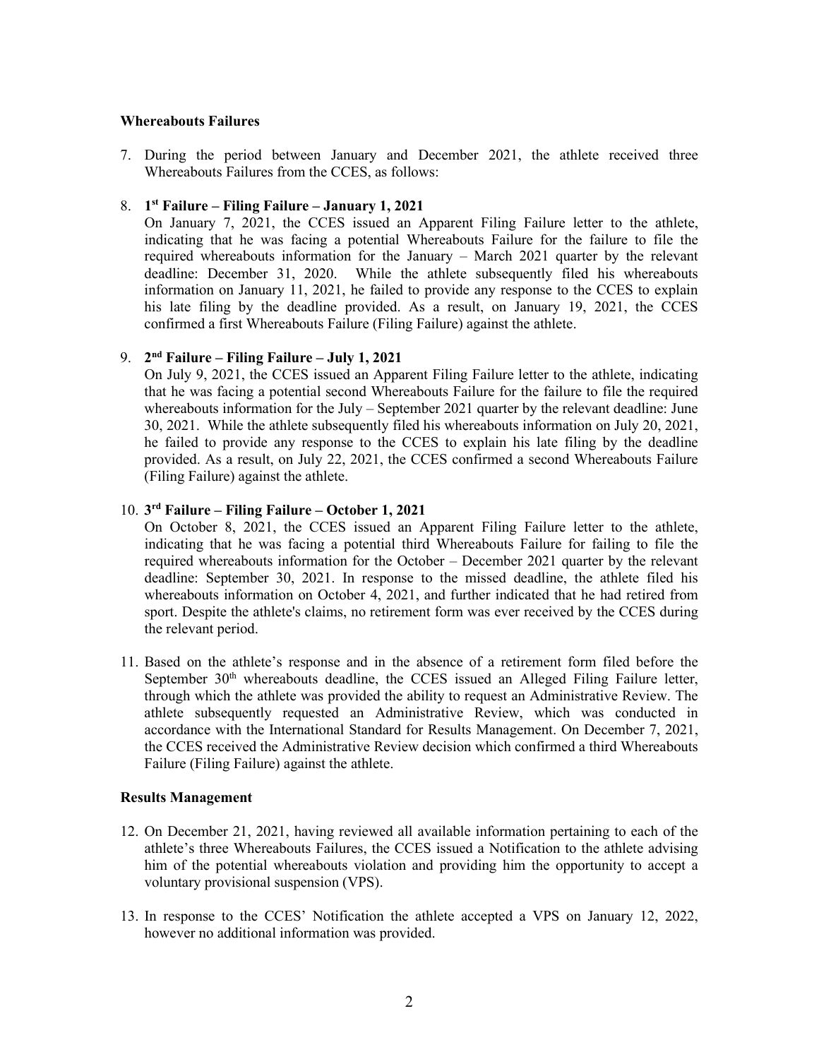**Whereabouts Failures**

7. During the period between January and December 2021, the athlete received three Whereabouts Failures from the CCES, as follows:

8. **1st Failure – Filing Failure – January 1, 2021**
   On January 7, 2021, the CCES issued an Apparent Filing Failure letter to the athlete, indicating that he was facing a potential Whereabouts Failure for the failure to file the required whereabouts information for the January – March 2021 quarter by the relevant deadline: December 31, 2020. While the athlete subsequently filed his whereabouts information on January 11, 2021, he failed to provide any response to the CCES to explain his late filing by the deadline provided. As a result, on January 19, 2021, the CCES confirmed a first Whereabouts Failure (Filing Failure) against the athlete.

9. **2nd Failure – Filing Failure – July 1, 2021**
   On July 9, 2021, the CCES issued an Apparent Filing Failure letter to the athlete, indicating that he was facing a potential second Whereabouts Failure for the failure to file the required whereabouts information for the July – September 2021 quarter by the relevant deadline: June 30, 2021. While the athlete subsequently filed his whereabouts information on July 20, 2021, he failed to provide any response to the CCES to explain his late filing by the deadline provided. As a result, on July 22, 2021, the CCES confirmed a second Whereabouts Failure (Filing Failure) against the athlete.

10. **3rd Failure – Filing Failure – October 1, 2021**
    On October 8, 2021, the CCES issued an Apparent Filing Failure letter to the athlete, indicating that he was facing a potential third Whereabouts Failure for failing to file the required whereabouts information for the October – December 2021 quarter by the relevant deadline: September 30, 2021. In response to the missed deadline, the athlete filed his whereabouts information on October 4, 2021, and further indicated that he had retired from sport. Despite the athlete's claims, no retirement form was ever received by the CCES during the relevant period.

11. Based on the athlete's response and in the absence of a retirement form filed before the September 30th whereabouts deadline, the CCES issued an Alleged Filing Failure letter, through which the athlete was provided the ability to request an Administrative Review. The athlete subsequently requested an Administrative Review, which was conducted in accordance with the International Standard for Results Management. On December 7, 2021, the CCES received the Administrative Review decision which confirmed a third Whereabouts Failure (Filing Failure) against the athlete.

**Results Management**

12. On December 21, 2021, having reviewed all available information pertaining to each of the athlete's three Whereabouts Failures, the CCES issued a Notification to the athlete advising him of the potential whereabouts violation and providing him the opportunity to accept a voluntary provisional suspension (VPS).

13. In response to the CCES' Notification the athlete accepted a VPS on January 12, 2022, however no additional information was provided.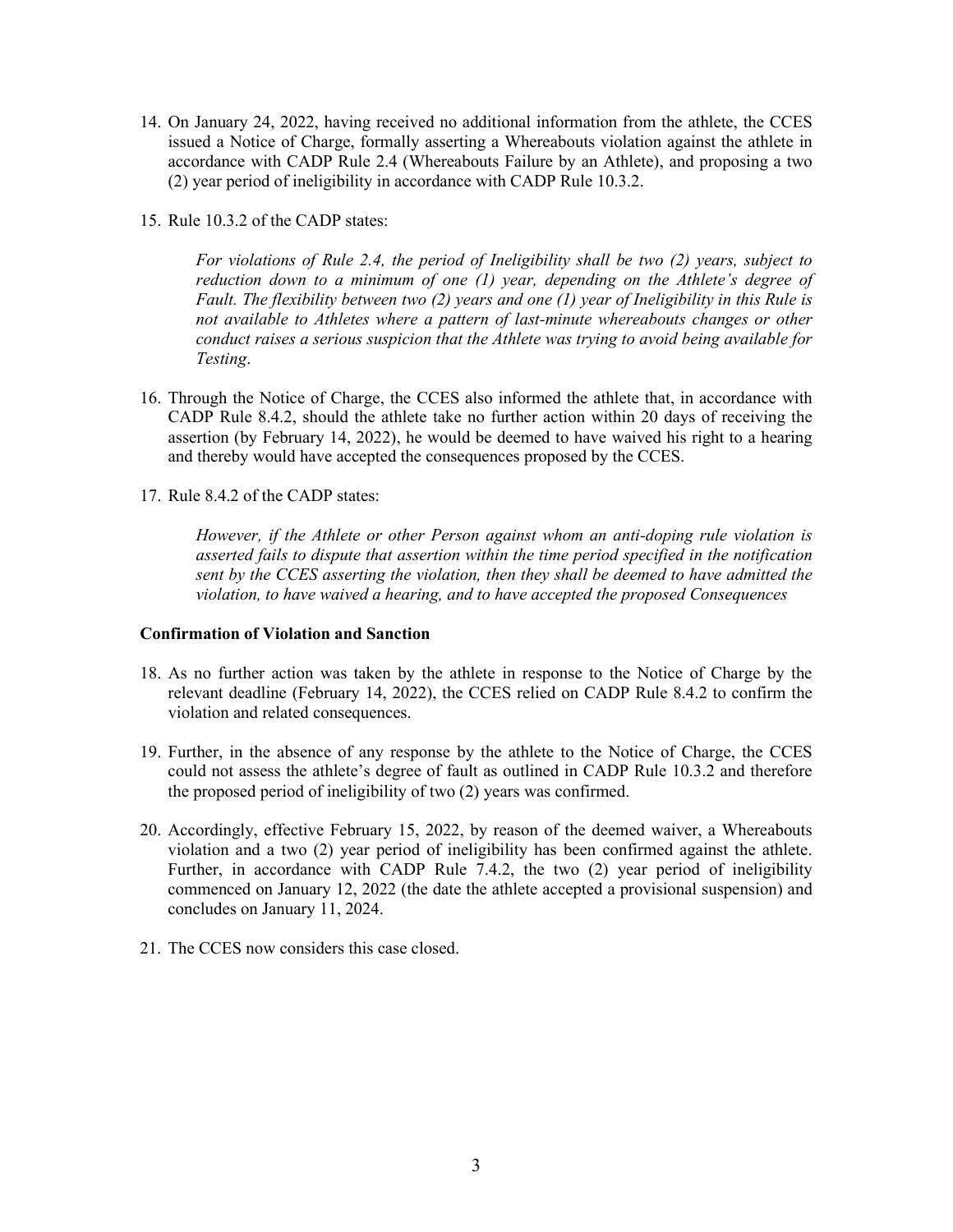14. On January 24, 2022, having received no additional information from the athlete, the CCES issued a Notice of Charge, formally asserting a Whereabouts violation against the athlete in accordance with CADP Rule 2.4 (Whereabouts Failure by an Athlete), and proposing a two (2) year period of ineligibility in accordance with CADP Rule 10.3.2.

15. Rule 10.3.2 of the CADP states:

    *For violations of Rule 2.4, the period of Ineligibility shall be two (2) years, subject to reduction down to a minimum of one (1) year, depending on the Athlete's degree of Fault. The flexibility between two (2) years and one (1) year of Ineligibility in this Rule is not available to Athletes where a pattern of last-minute whereabouts changes or other conduct raises a serious suspicion that the Athlete was trying to avoid being available for Testing*.

16. Through the Notice of Charge, the CCES also informed the athlete that, in accordance with CADP Rule 8.4.2, should the athlete take no further action within 20 days of receiving the assertion (by February 14, 2022), he would be deemed to have waived his right to a hearing and thereby would have accepted the consequences proposed by the CCES.

17. Rule 8.4.2 of the CADP states:

    *However, if the Athlete or other Person against whom an anti-doping rule violation is asserted fails to dispute that assertion within the time period specified in the notification sent by the CCES asserting the violation, then they shall be deemed to have admitted the violation, to have waived a hearing, and to have accepted the proposed Consequences*

**Confirmation of Violation and Sanction**

18. As no further action was taken by the athlete in response to the Notice of Charge by the relevant deadline (February 14, 2022), the CCES relied on CADP Rule 8.4.2 to confirm the violation and related consequences.

19. Further, in the absence of any response by the athlete to the Notice of Charge, the CCES could not assess the athlete's degree of fault as outlined in CADP Rule 10.3.2 and therefore the proposed period of ineligibility of two (2) years was confirmed.

20. Accordingly, effective February 15, 2022, by reason of the deemed waiver, a Whereabouts violation and a two (2) year period of ineligibility has been confirmed against the athlete. Further, in accordance with CADP Rule 7.4.2, the two (2) year period of ineligibility commenced on January 12, 2022 (the date the athlete accepted a provisional suspension) and concludes on January 11, 2024.

21. The CCES now considers this case closed.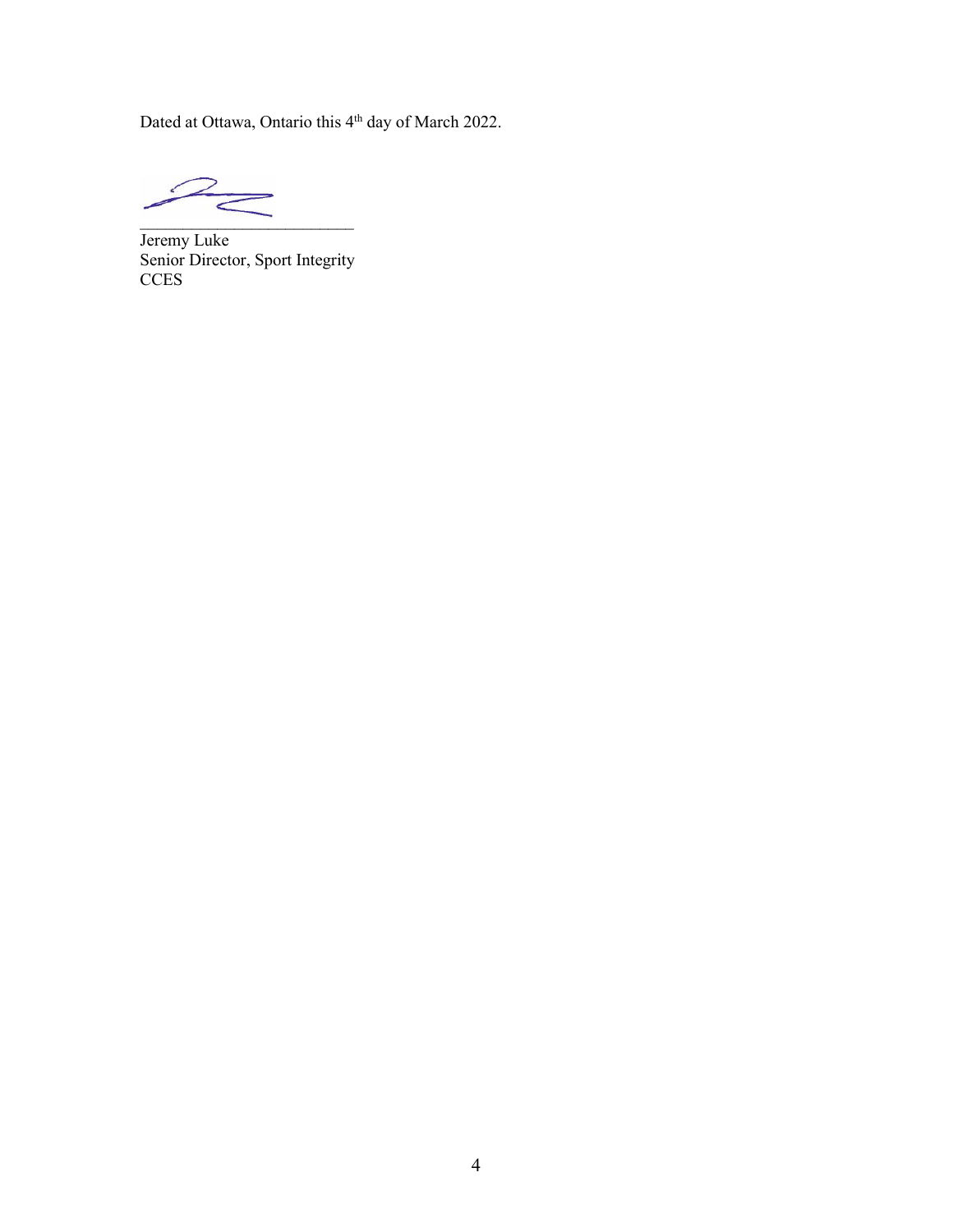Dated at Ottawa, Ontario this 4th day of March 2022.

\_\_\_\_\_\_\_\_\_\_\_\_\_\_\_\_\_\_\_\_\_\_\_\_\_\_

Jeremy Luke
Senior Director, Sport Integrity
CCES